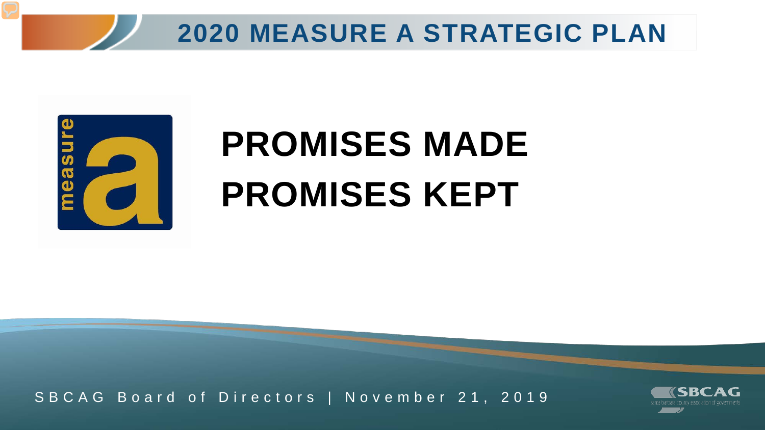# 2020 MEASURE A STRATEGIC PLAN

measure a

## PROMISES MADE
## PROMISES KEPT

SBCAG Board of Directors | November 21, 2019

SBCAG santa barbara county association of governments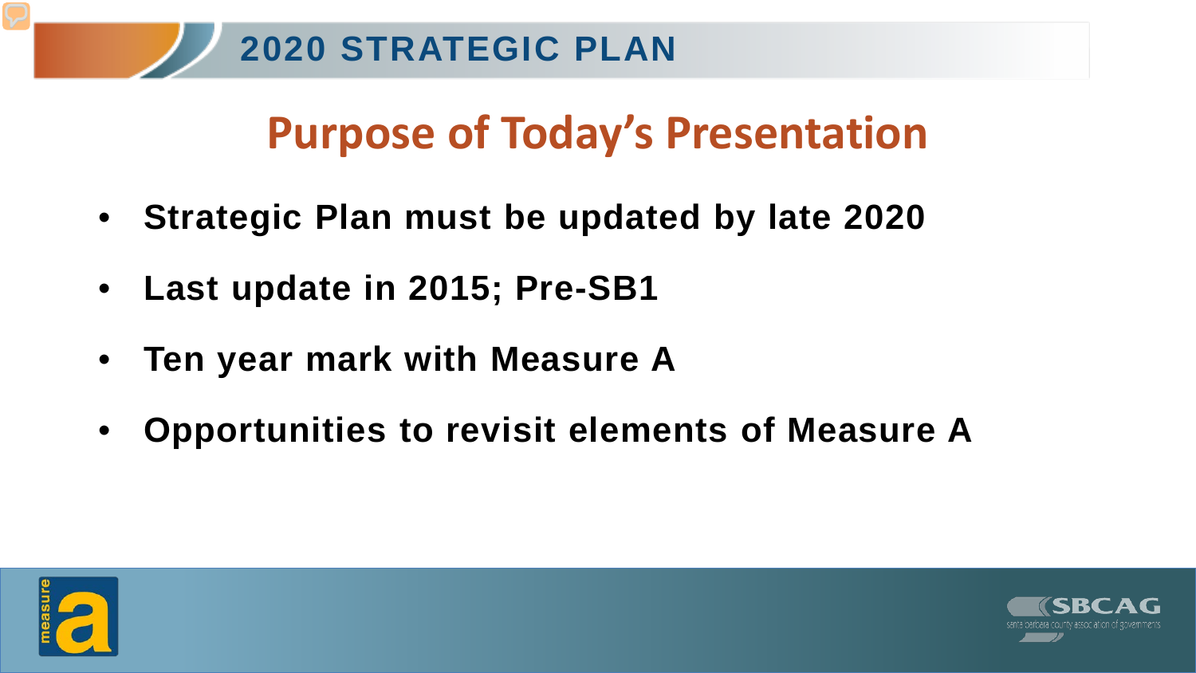# 2020 STRATEGIC PLAN

## Purpose of Today's Presentation

- **Strategic Plan must be updated by late 2020**
- **Last update in 2015; Pre-SB1**
- **Ten year mark with Measure A**
- **Opportunities to revisit elements of Measure A**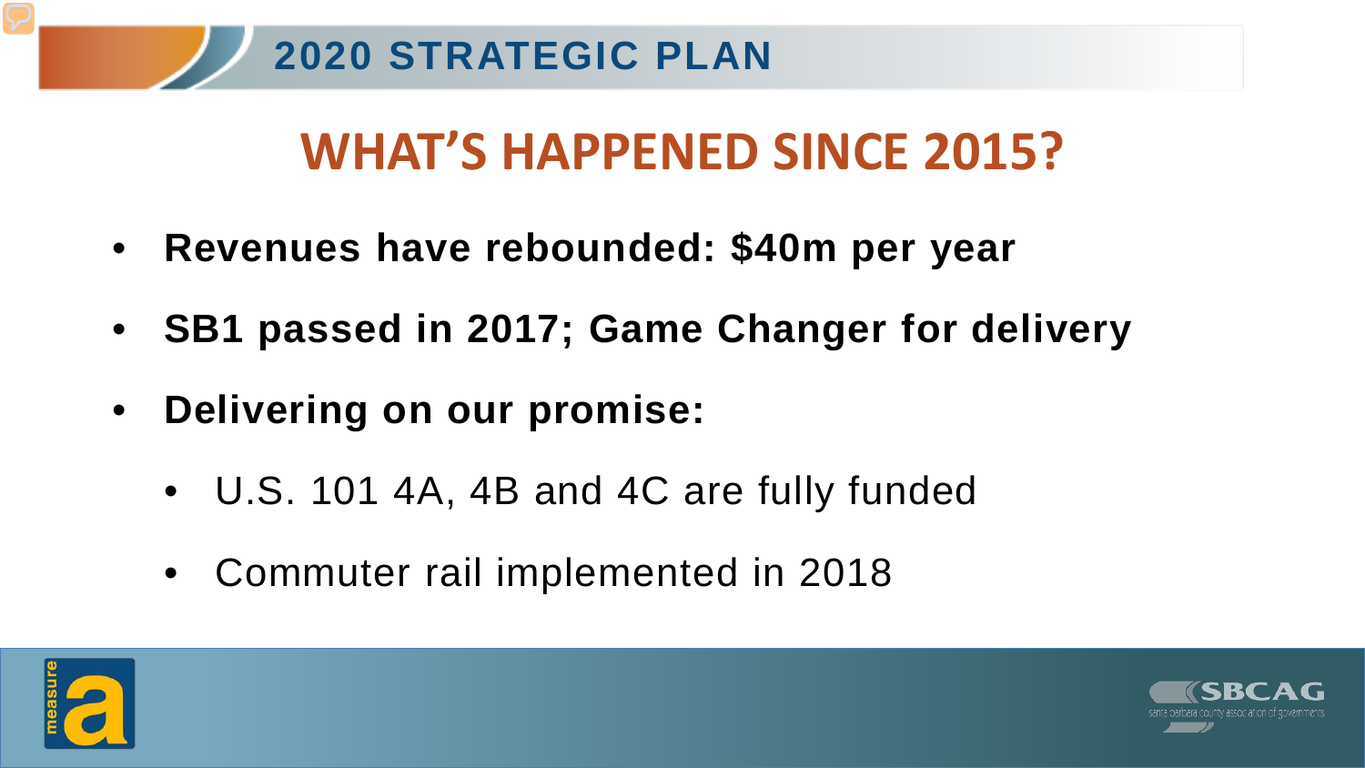# 2020 STRATEGIC PLAN

## WHAT'S HAPPENED SINCE 2015?

- **Revenues have rebounded: $40m per year**
- **SB1 passed in 2017; Game Changer for delivery**
- **Delivering on our promise:**
  - U.S. 101 4A, 4B and 4C are fully funded
  - Commuter rail implemented in 2018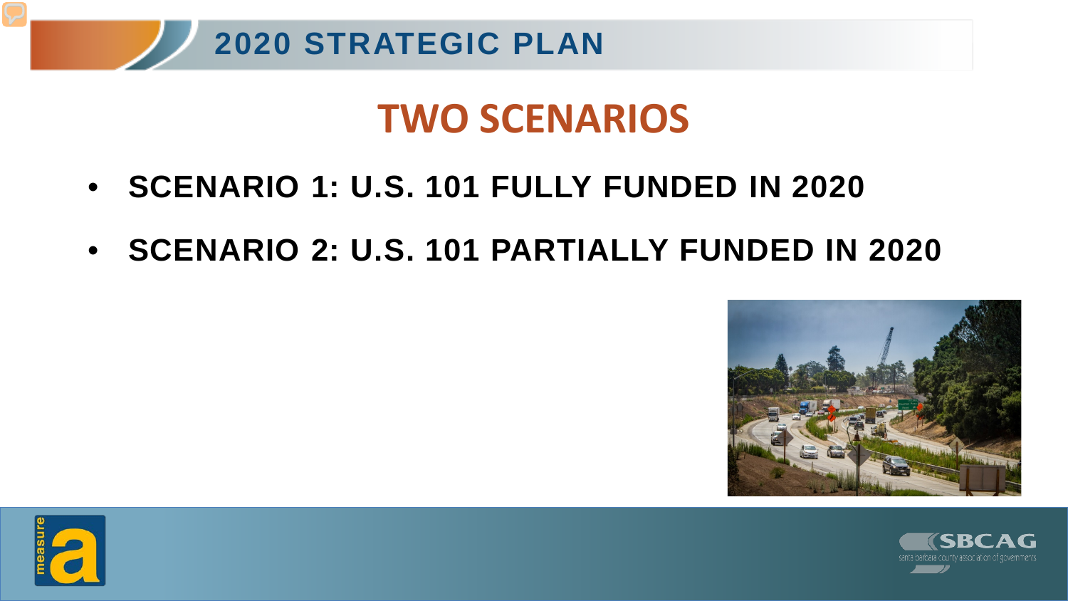# TWO SCENARIOS

- **SCENARIO 1: U.S. 101 FULLY FUNDED IN 2020**
- **SCENARIO 2: U.S. 101 PARTIALLY FUNDED IN 2020**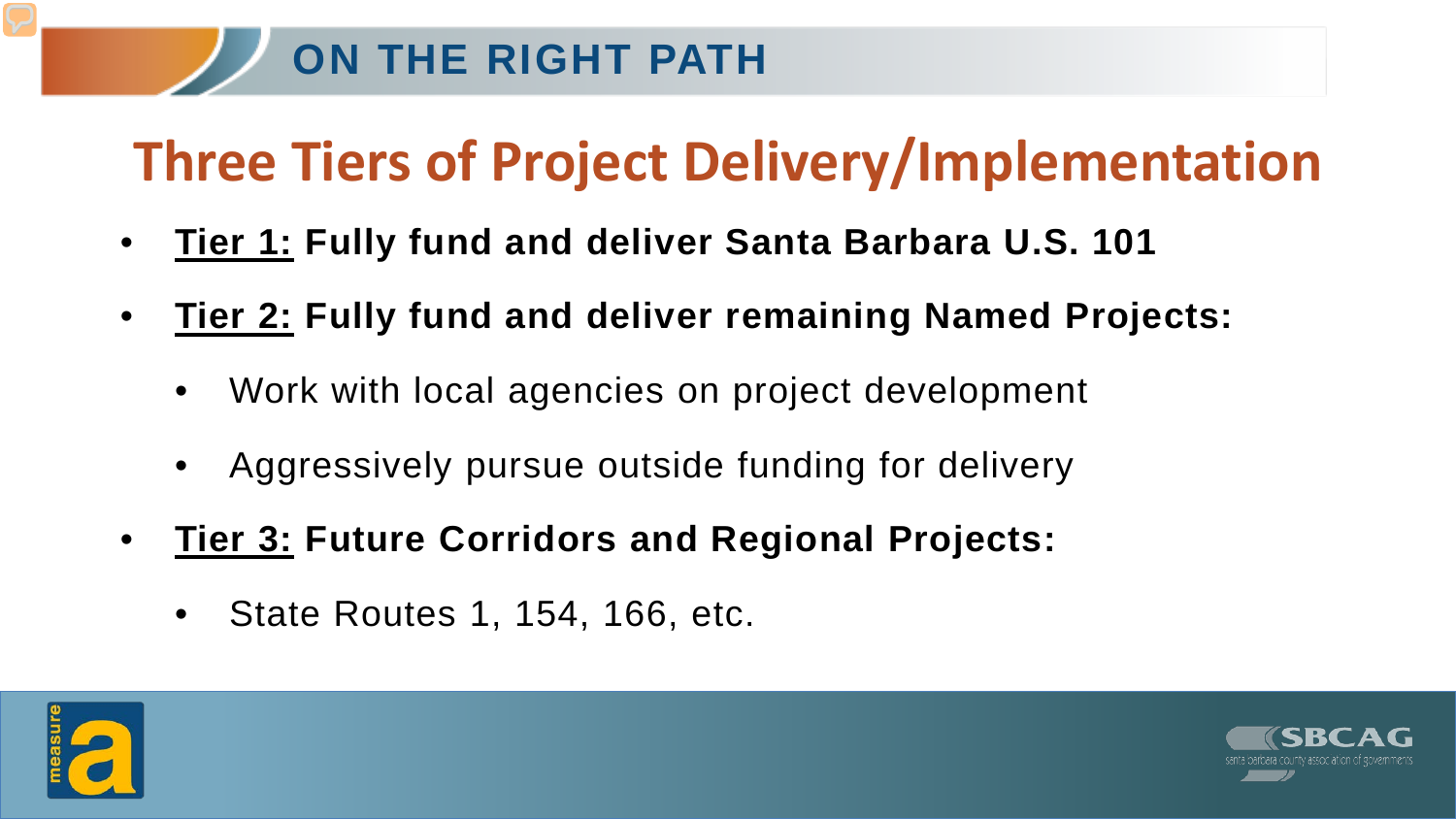# ON THE RIGHT PATH

## Three Tiers of Project Delivery/Implementation

- **Tier 1: Fully fund and deliver Santa Barbara U.S. 101**
- **Tier 2: Fully fund and deliver remaining Named Projects:**
  - Work with local agencies on project development
  - Aggressively pursue outside funding for delivery
- **Tier 3: Future Corridors and Regional Projects:**
  - State Routes 1, 154, 166, etc.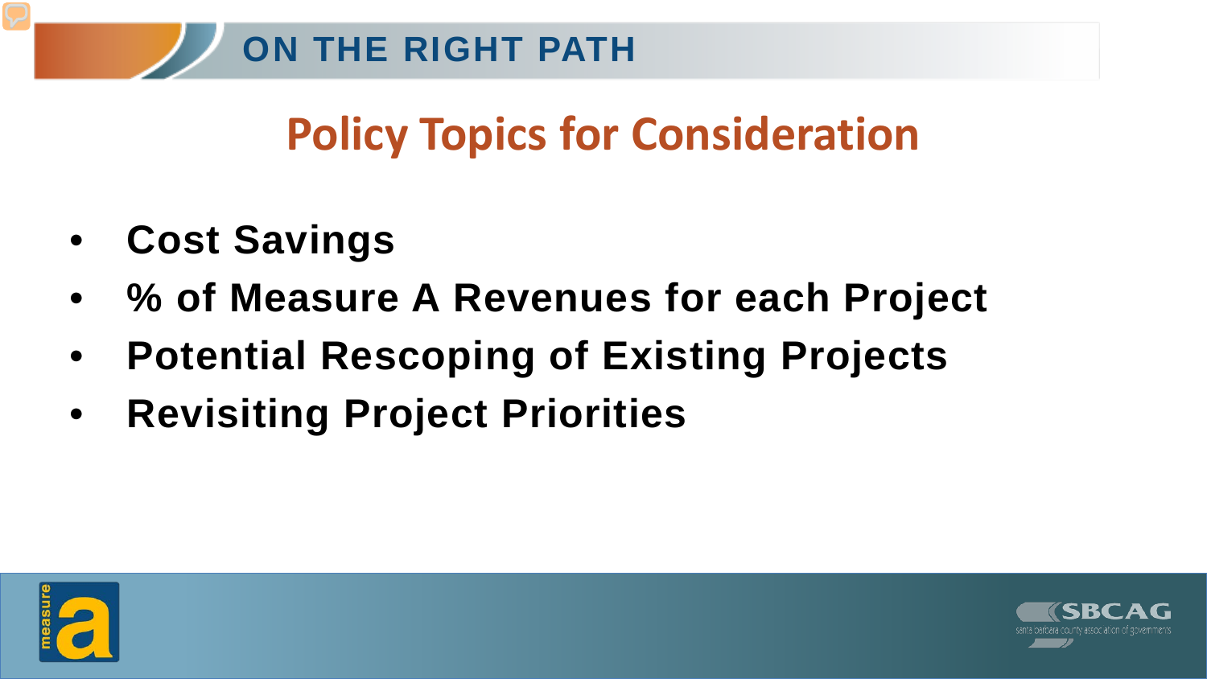# Policy Topics for Consideration

- **Cost Savings**
- **% of Measure A Revenues for each Project**
- **Potential Rescoping of Existing Projects**
- **Revisiting Project Priorities**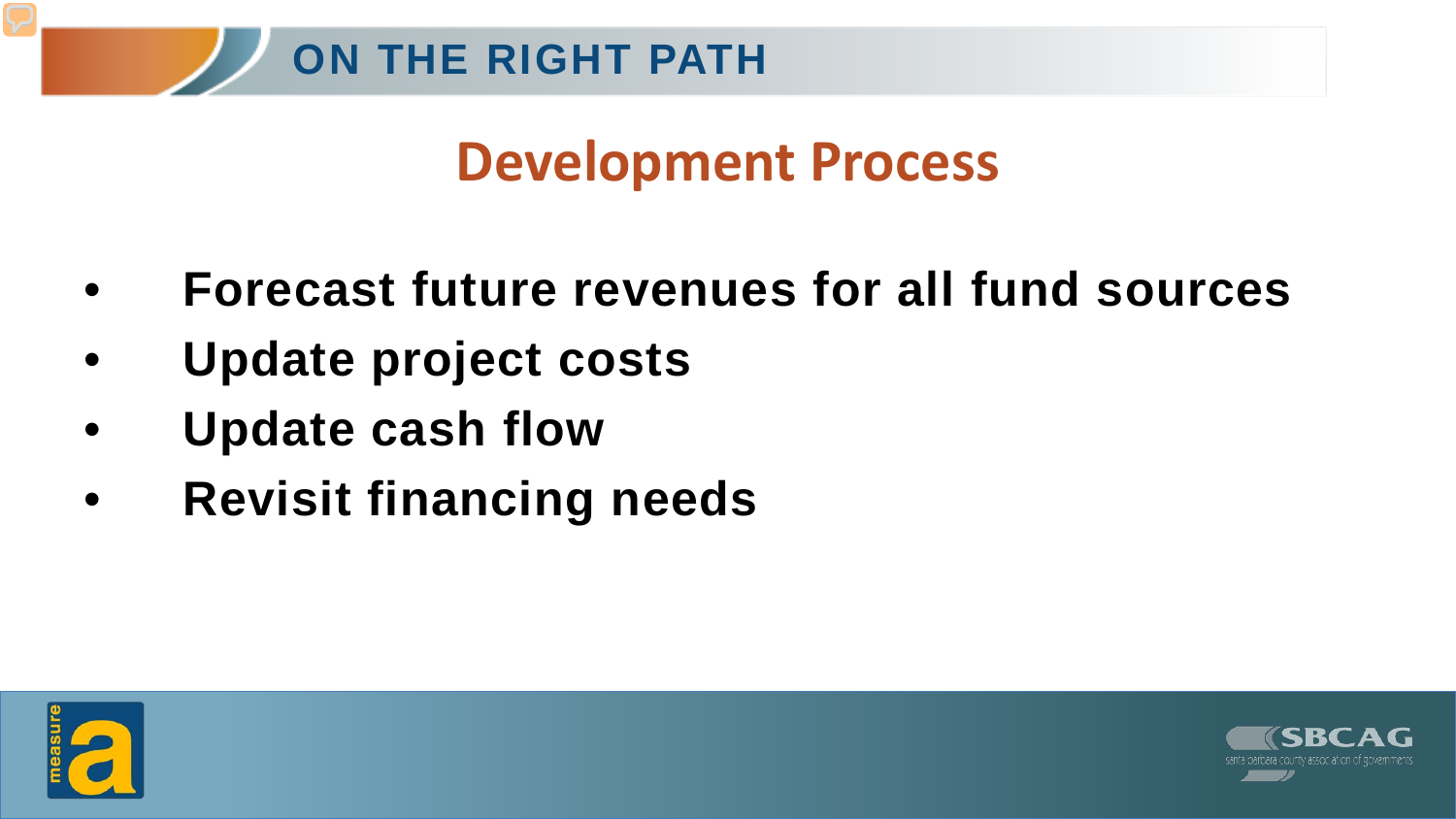# Development Process

- Forecast future revenues for all fund sources
- Update project costs
- Update cash flow
- Revisit financing needs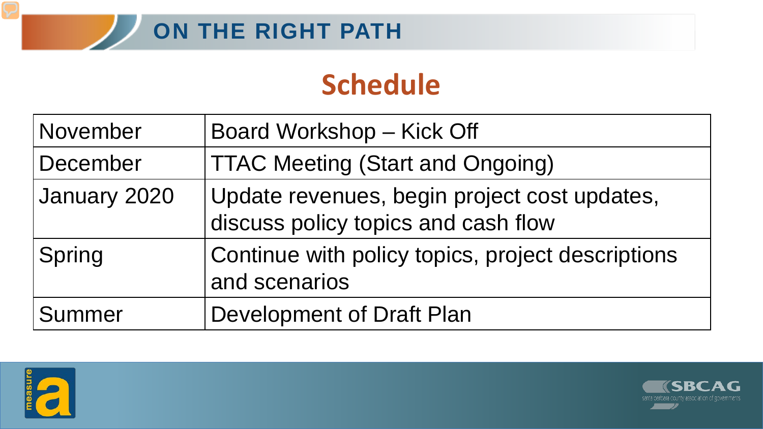# Schedule

| | |
|---|---|
| November | Board Workshop – Kick Off |
| December | TTAC Meeting (Start and Ongoing) |
| January 2020 | Update revenues, begin project cost updates, discuss policy topics and cash flow |
| Spring | Continue with policy topics, project descriptions and scenarios |
| Summer | Development of Draft Plan |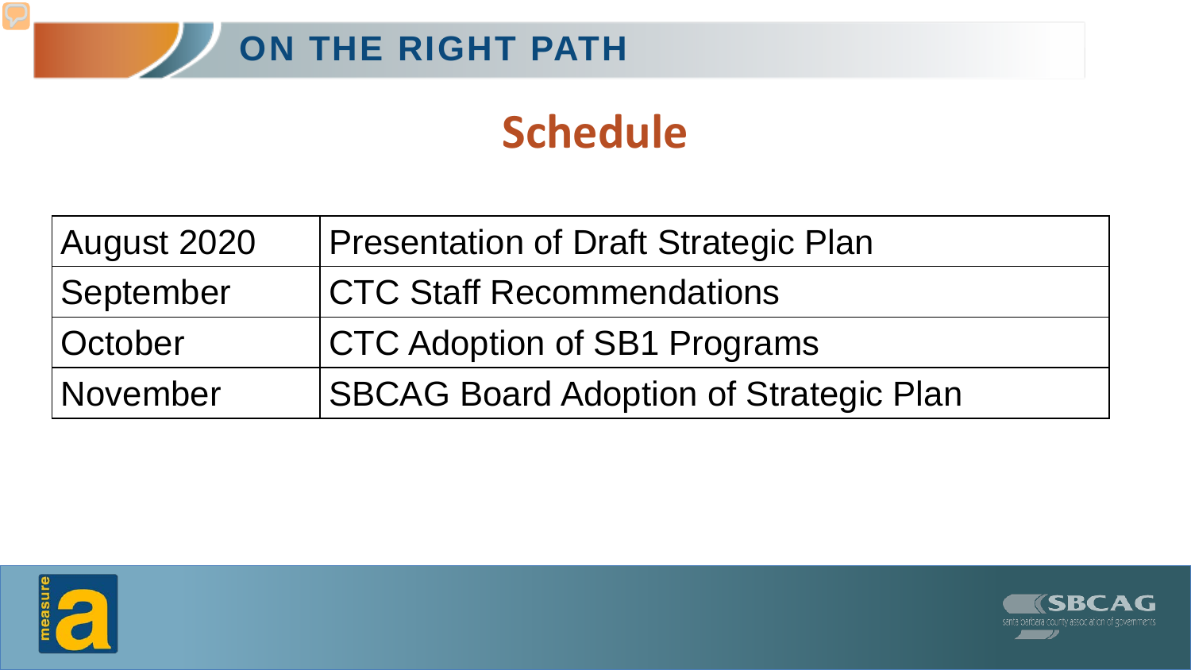# ON THE RIGHT PATH

## Schedule

| | |
|---|---|
| August 2020 | Presentation of Draft Strategic Plan |
| September | CTC Staff Recommendations |
| October | CTC Adoption of SB1 Programs |
| November | SBCAG Board Adoption of Strategic Plan |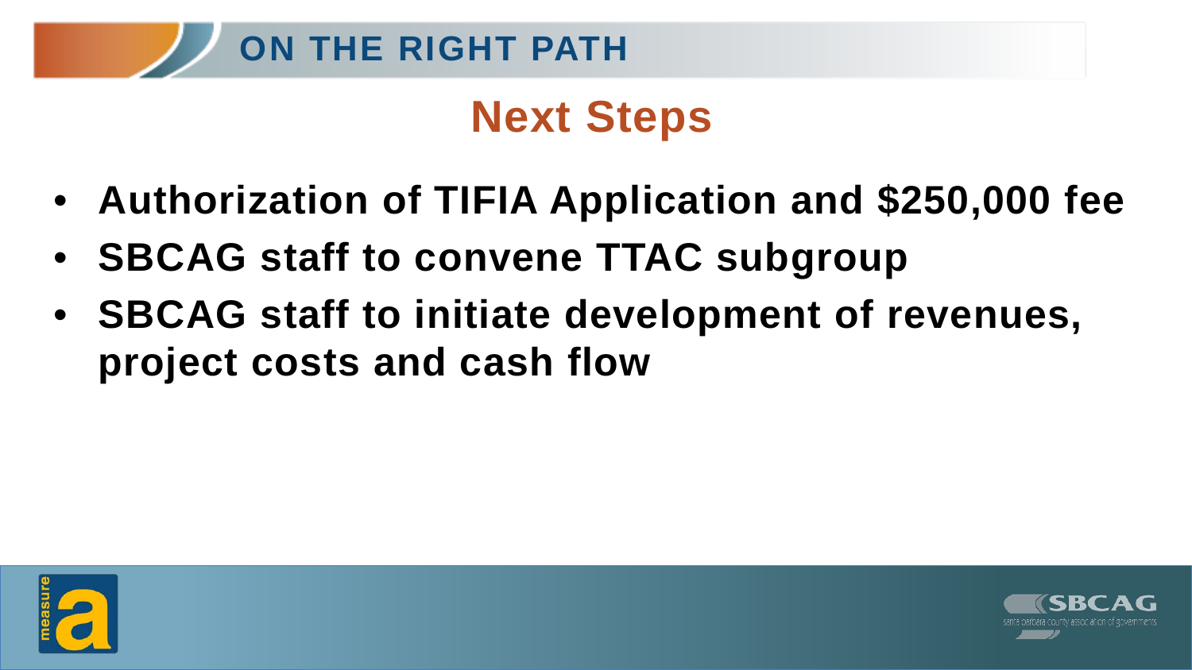# Next Steps

- **Authorization of TIFIA Application and $250,000 fee**
- **SBCAG staff to convene TTAC subgroup**
- **SBCAG staff to initiate development of revenues, project costs and cash flow**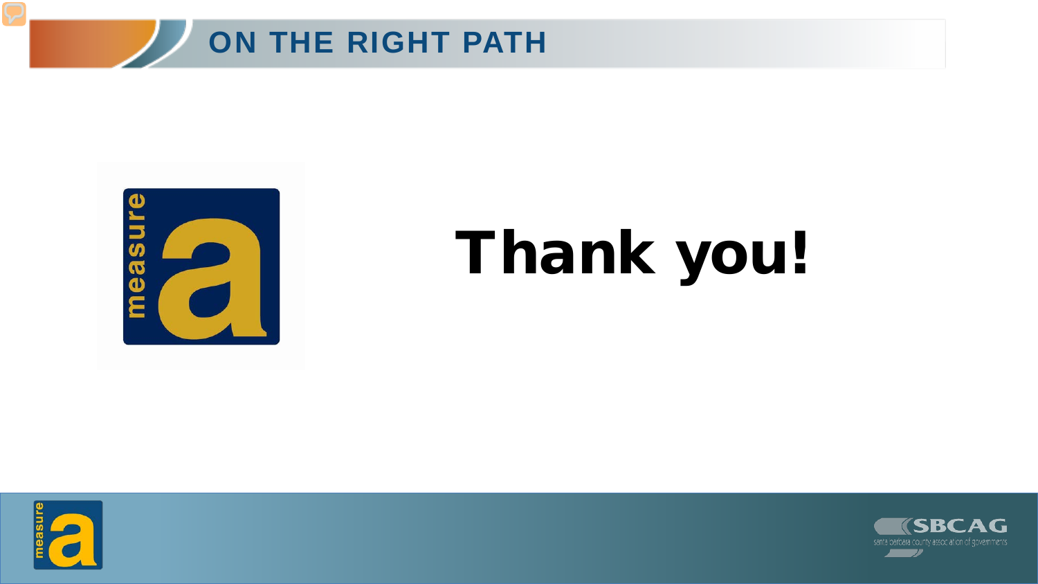# ON THE RIGHT PATH

**Thank you!**